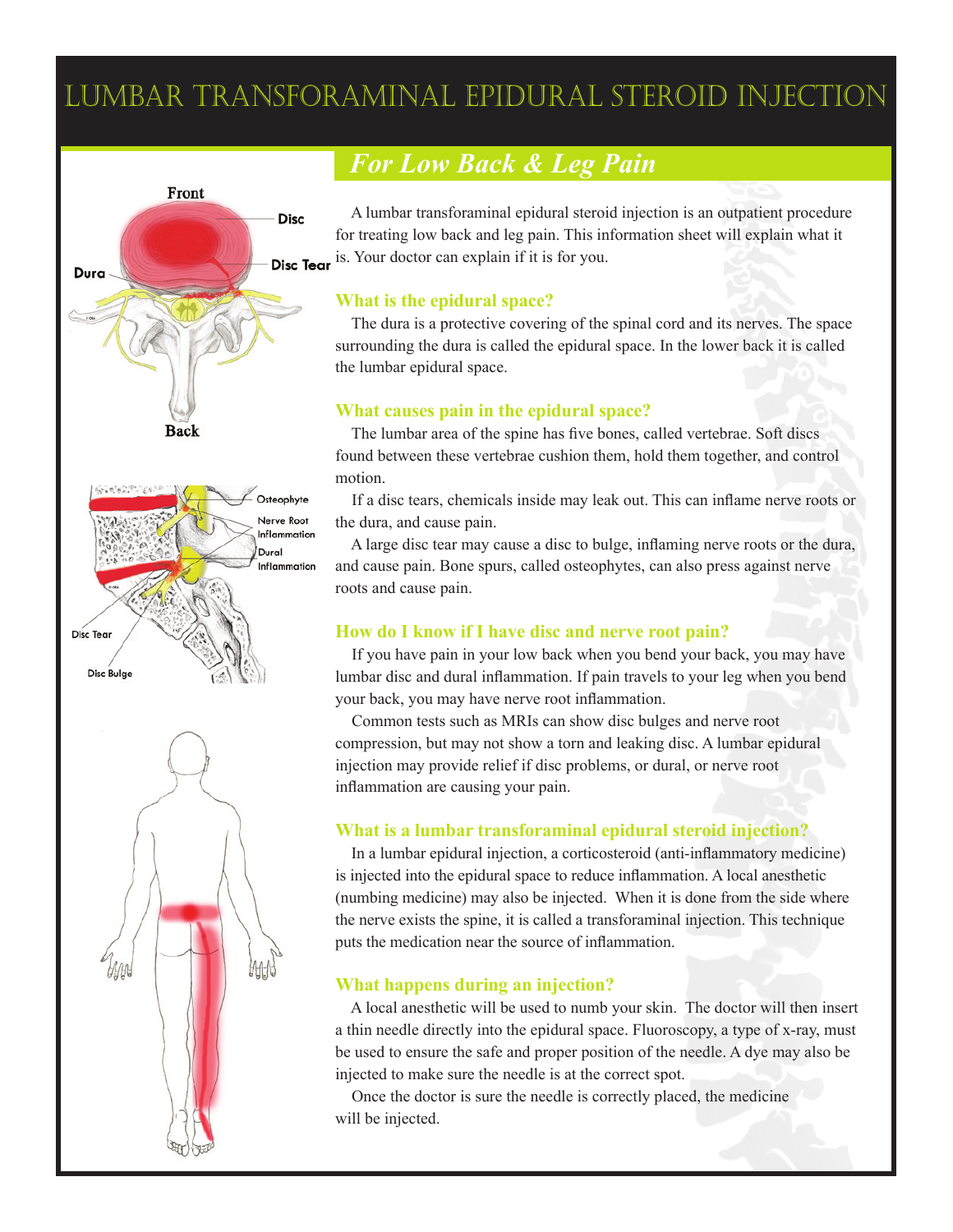# Lumbar Transforaminal Epidural Steroid Injection

## *For Low Back & Leg Pain*

A lumbar transforaminal epidural steroid injection is an outpatient procedure for treating low back and leg pain. This information sheet will explain what it is. Your doctor can explain if it is for you.

### What is the epidural space?

The dura is a protective covering of the spinal cord and its nerves. The space surrounding the dura is called the epidural space. In the lower back it is called the lumbar epidural space.

### What causes pain in the epidural space?

The lumbar area of the spine has five bones, called vertebrae. Soft discs found between these vertebrae cushion them, hold them together, and control motion.

If a disc tears, chemicals inside may leak out. This can inflame nerve roots or the dura, and cause pain.

A large disc tear may cause a disc to bulge, inflaming nerve roots or the dura, and cause pain. Bone spurs, called osteophytes, can also press against nerve roots and cause pain.

### How do I know if I have disc and nerve root pain?

If you have pain in your low back when you bend your back, you may have lumbar disc and dural inflammation. If pain travels to your leg when you bend your back, you may have nerve root inflammation.

Common tests such as MRIs can show disc bulges and nerve root compression, but may not show a torn and leaking disc. A lumbar epidural injection may provide relief if disc problems, or dural, or nerve root inflammation are causing your pain.

### What is a lumbar transforaminal epidural steroid injection?

In a lumbar epidural injection, a corticosteroid (anti-inflammatory medicine) is injected into the epidural space to reduce inflammation. A local anesthetic (numbing medicine) may also be injected. When it is done from the side where the nerve exists the spine, it is called a transforaminal injection. This technique puts the medication near the source of inflammation.

### What happens during an injection?

A local anesthetic will be used to numb your skin. The doctor will then insert a thin needle directly into the epidural space. Fluoroscopy, a type of x-ray, must be used to ensure the safe and proper position of the needle. A dye may also be injected to make sure the needle is at the correct spot.

Once the doctor is sure the needle is correctly placed, the medicine will be injected.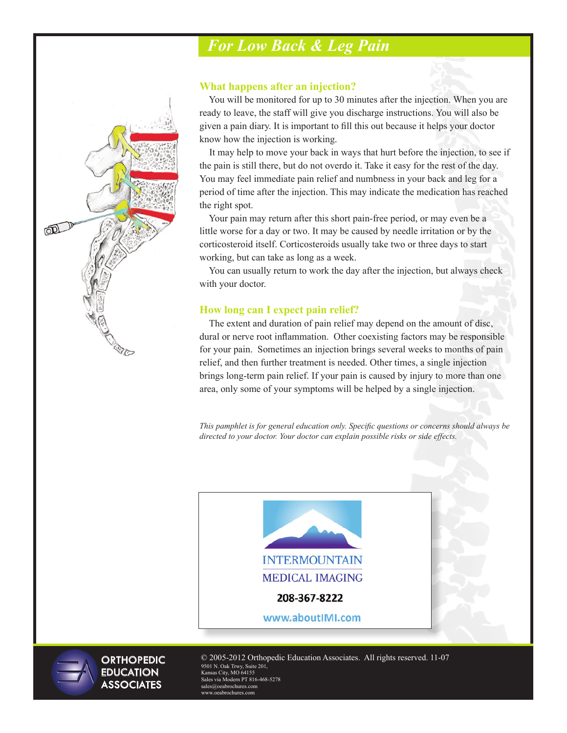## For Low Back & Leg Pain

### What happens after an injection?

You will be monitored for up to 30 minutes after the injection. When you are ready to leave, the staff will give you discharge instructions. You will also be given a pain diary. It is important to fill this out because it helps your doctor know how the injection is working.

It may help to move your back in ways that hurt before the injection, to see if the pain is still there, but do not overdo it. Take it easy for the rest of the day. You may feel immediate pain relief and numbness in your back and leg for a period of time after the injection. This may indicate the medication has reached the right spot.

Your pain may return after this short pain-free period, or may even be a little worse for a day or two. It may be caused by needle irritation or by the corticosteroid itself. Corticosteroids usually take two or three days to start working, but can take as long as a week.

You can usually return to work the day after the injection, but always check with your doctor.

### How long can I expect pain relief?

The extent and duration of pain relief may depend on the amount of disc, dural or nerve root inflammation. Other coexisting factors may be responsible for your pain. Sometimes an injection brings several weeks to months of pain relief, and then further treatment is needed. Other times, a single injection brings long-term pain relief. If your pain is caused by injury to more than one area, only some of your symptoms will be helped by a single injection.

*This pamphlet is for general education only. Specific questions or concerns should always be directed to your doctor. Your doctor can explain possible risks or side effects.*

INTERMOUNTAIN
MEDICAL IMAGING

**208-367-8222**

www.aboutIMI.com

ORTHOPEDIC EDUCATION ASSOCIATES

© 2005-2012 Orthopedic Education Associates. All rights reserved. 11-07
9501 N. Oak Trwy, Suite 201,
Kansas City, MO 64155
Sales via Modern PT 816-468-5278
sales@oeabrochures.com
www.oeabrochures.com